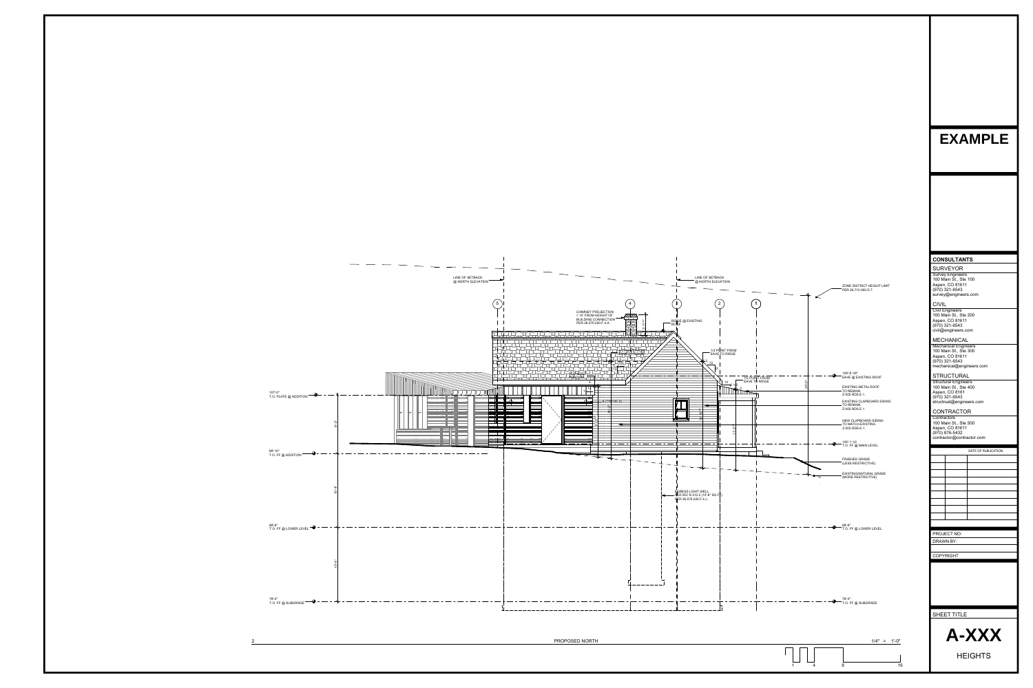LINE OF SETBACK @ NORTH ELEVATION

LINE OF SETBACK @ NORTH ELEVATION

ZONE DISTRICT HEIGHT LIMIT PER 26.710.090.D.7

5

4

3

2

1

CHIMNEY PROJECTION < 10' FROM HEIGHT OF BUILDING CONNECTION PER 26.575.020.F.4.A.

RIDGE @ EXISTING ROOF

1/2 POINT FROM EAVE TO RIDGE

109'-8 1/8" EAVE @ EXISTING ROOF

1/2 POINT FROM EAVE TO RIDGE

EXISTING METAL ROOF TO REMAIN Z-005 RDS E.1

EXISTING CLAPBOARD SIDING TO REMAIN Z-005 RDS E.1

NEW CLAPBOARD SIDING TO MATCH EXISTING Z-005 RDS E.1

107'-0" T.O. PLATE @ ADDITION

9'-2"

98'-10" T.O. FF @ ADDITION

100'-1 1/2 T.O. FF @ MAIN LEVEL

FINISHED GRADE (LESS RESTRICTIVE)

EXISTING/NATURAL GRADE (MORE RESTRICTIVE)

10'-6"

EGRESS LIGHT WELL PER IRC R.310.2 (10'-6" SQ FT) PER 26.575.020.F.4.J.

88'-4" T.O. FF @ LOWER LEVEL

88'-4" T.O. FF @ LOWER LEVEL

10'-2"

78'-2" T.O. FF @ SUBGRADE

78'-2" T.O. FF @ SUBGRADE

2 PROPOSED NORTH 1/4" = 1'-0"

1 4 8 16

# EXAMPLE

**CONSULTANTS**

SURVEYOR
Survey Engineers
100 Main St., Ste 100
Aspen, CO 81611
(970) 321-6543
survey@engineers.com

CIVIL
Civil Engineers
100 Main St., Ste 200
Aspen, CO 81611
(970) 321-6543
civil@engineers.com

MECHANICAL
Mechanical Engineers
100 Main St., Ste 300
Aspen, CO 81611
(970) 321-6543
mechanical@engineers.com

STRUCTURAL
Structural Engineers
100 Main St., Ste 400
Aspen, CO 8161
(970) 321-6543
structrual@engineers.com

CONTRACTOR
Contractors
100 Main St., Ste 500
Aspen, CO 81611
(970) 876-5432
contractor@contractor.com

DATE OF PUBLICATION

PROJECT NO:

DRAWN BY:

COPYRIGHT

SHEET TITLE

# A-XXX

HEIGHTS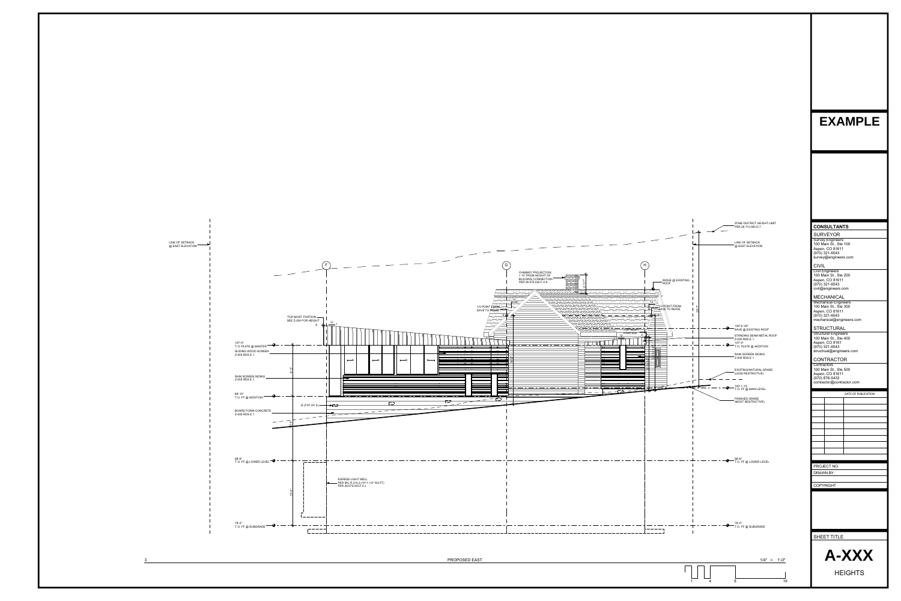LINE OF SETBACK
@ EAST ELEVATION

ZONE DISTRICT HEIGHT LIMIT
PER 26.710.090.D.7

LINE OF SETBACK
@ EAST ELEVATION

F

G

H

CHIMNEY PROJECTION
< 10' FROM HEIGHT OF
BUILDING CONNECTION
PER 26.575.020.F.4.A.

RIDGE @ EXISTING
ROOF

1/3 POINT FROM
EAVE TO RIDGE

1/3 POINT FROM
EAVE TO RIDGE

TOP-MOST PORTION
SEE Z-204 FOR HEIGHT

109'-8 1/8"
EAVE @ EXISTING ROOF

STANDING SEAM METAL ROOF
Z-005 RDS E.1

107'-0"
T.O. PLATE @ MASTER

107'-0"
T.O. PLATE @ ADDITION

SLIDING WOOD SCREEN
Z-005 RDS E.1

RAIN SCREEN SIDING
Z-005 RDS E.1

RAIN SCREEN SIDING
Z-005 RDS E.1

EXISTING/NATURAL GRADE
(LESS RESTRICTIVE)

98'-10"
T.O. FF @ ADDITION

100'-1 1/2
T.O. FF @ MAIN LEVEL

FINISHED GRADE
(MOST RESTRICTIVE)

BOARD FORM CONCRETE
Z-005 RDS E.1

B (TYP OF 5)

88'-4"
T.O. FF @ LOWER LEVEL

88'-4"
T.O. FF @ LOWER LEVEL

EGRESS LIGHT WELL
PER IRC R.310.2 (10'-1 1/2" SQ FT)
PER 26.575.020.F.4.J.

78'-2"
T.O. FF @ SUBGRADE

78'-2"
T.O. FF @ SUBGRADE

3 PROPOSED EAST 1/4" = 1'-0"

1 4 8 16

# EXAMPLE

**CONSULTANTS**

SURVEYOR
Survey Engineers
100 Main St., Ste 100
Aspen, CO 81611
(970) 321-6543
survey@engineers.com

CIVIL
Civil Engineers
100 Main St., Ste 200
Aspen, CO 81611
(970) 321-6543
civil@engineers.com

MECHANICAL
Mechanical Engineers
100 Main St., Ste 300
Aspen, CO 81611
(970) 321-6543
mechanical@engineers.com

STRUCTURAL
Structural Engineers
100 Main St., Ste 400
Aspen, CO 8161
(970) 321-6543
structrual@engineers.com

CONTRACTOR
Contractors
100 Main St., Ste 500
Aspen, CO 81611
(970) 876-5432
contractor@contractor.com

DATE OF PUBLICATION

PROJECT NO:
DRAWN BY:

COPYRIGHT

SHEET TITLE

# A-XXX

HEIGHTS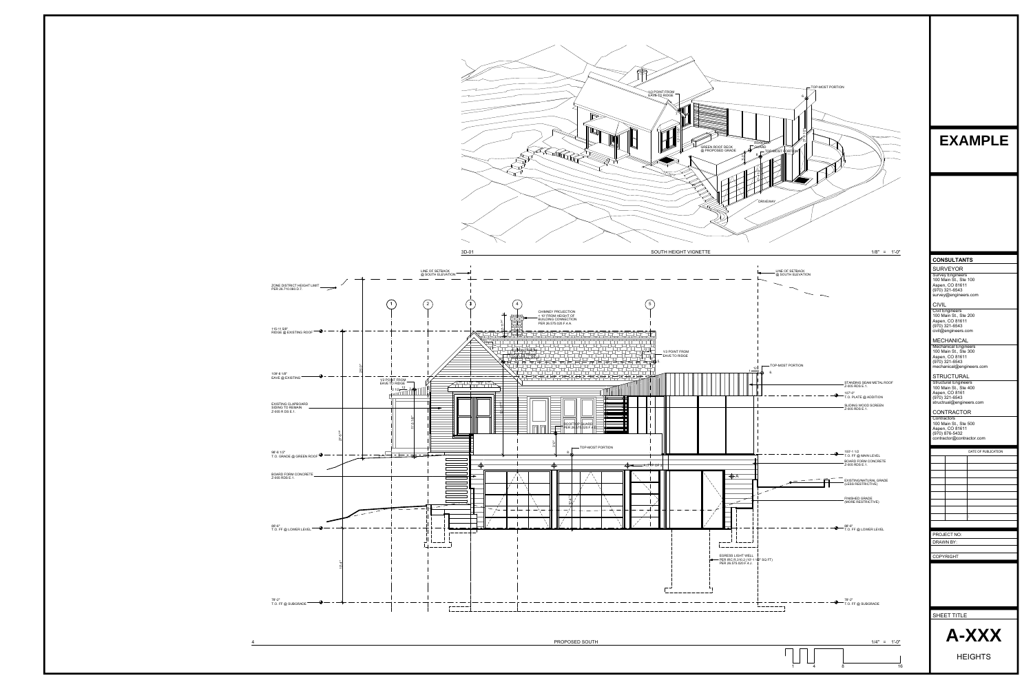3D-01 SOUTH HEIGHT VIGNETTE 1/8" = 1'-0"

1/2 POINT FROM EAVE TO RIDGE

TOP-MOST PORTION

GREEN ROOF DECK @ PROPOSED GRADE

ROOFTOP GUARD

TOP-MOST PORTION

DRIVEWAY

ZONE DISTRICT HEIGHT LIMIT PER 26.710.080.D.7.

LINE OF SETBACK @ SOUTH ELEVATION

LINE OF SETBACK @ SOUTH ELEVATION

CHIMNEY PROJECTION ≤ 10' FROM HEIGHT OF BUILDING CONNECTION PER 26.575.020.F.4.A.

115'-11 5/8" RIDGE @ EXISTING ROOF

109'-8 1/8" EAVE @ EXISTING

1/2 POINT FROM EAVE TO RIDGE

1/3 POINT FROM EAVE TO RIDGE

TOP-MOST PORTION

STANDING SEAM METAL ROOF Z-605 RDS E.1.

107'-0" T.O. PLATE @ ADDITION

SLIDING WOOD SCREEN Z-605 RDS E.1.

EXISTING CLAPBOARD SIDING TO REMAIN Z-605 R DS E.1.

ROOFTOP GUARD PER 26.575.020.F.4.C.

TOP-MOST PORTION

98'-6 1/2" T.O. GRADE @ GREEN ROOF

100'-1 1/2 T.O. FF @ MAIN LEVEL

BOARD FORM CONCRETE Z-605 RDS E.1.

BOARD FORM CONCRETE Z-605 RDS E.1.

EXISTING/NATURAL GRADE (LESS RESTRICTIVE)

FINISHED GRADE (MORE RESTRICTIVE)

88'-6" T.O. FF @ LOWER LEVEL

88'-6" T.O. FF @ LOWER LEVEL

EGRESS LIGHT WELL PER IRC R.310.2 (10'-1 1/2" SQ FT) PER 26.575.020.F.4.J.

78'-2" T.O. FF @ SUBGRADE

78'-2" T.O. FF @ SUBGRADE

4 PROPOSED SOUTH 1/4" = 1'-0"

1 4 8 16

# EXAMPLE

## CONSULTANTS

SURVEYOR
Survey Engineers
100 Main St., Ste 100
Aspen, CO 81611
(970) 321-6543
survey@engineers.com

CIVIL
Civil Engineers
100 Main St., Ste 200
Aspen, CO 81611
(970) 321-6543
civil@engineers.com

MECHANICAL
Mechanical Engineers
100 Main St., Ste 300
Aspen, CO 81611
(970) 321-6543
mechanical@engineers.com

STRUCTURAL
Structural Engineers
100 Main St., Ste 400
Aspen, CO 8161
(970) 321-6543
structrual@engineers.com

CONTRACTOR
Contractors
100 Main St., Ste 500
Aspen, CO 81611
(970) 876-5432
contractor@contractor.com

DATE OF PUBLICATION

PROJECT NO:

DRAWN BY:

COPYRIGHT

SHEET TITLE

# A-XXX

HEIGHTS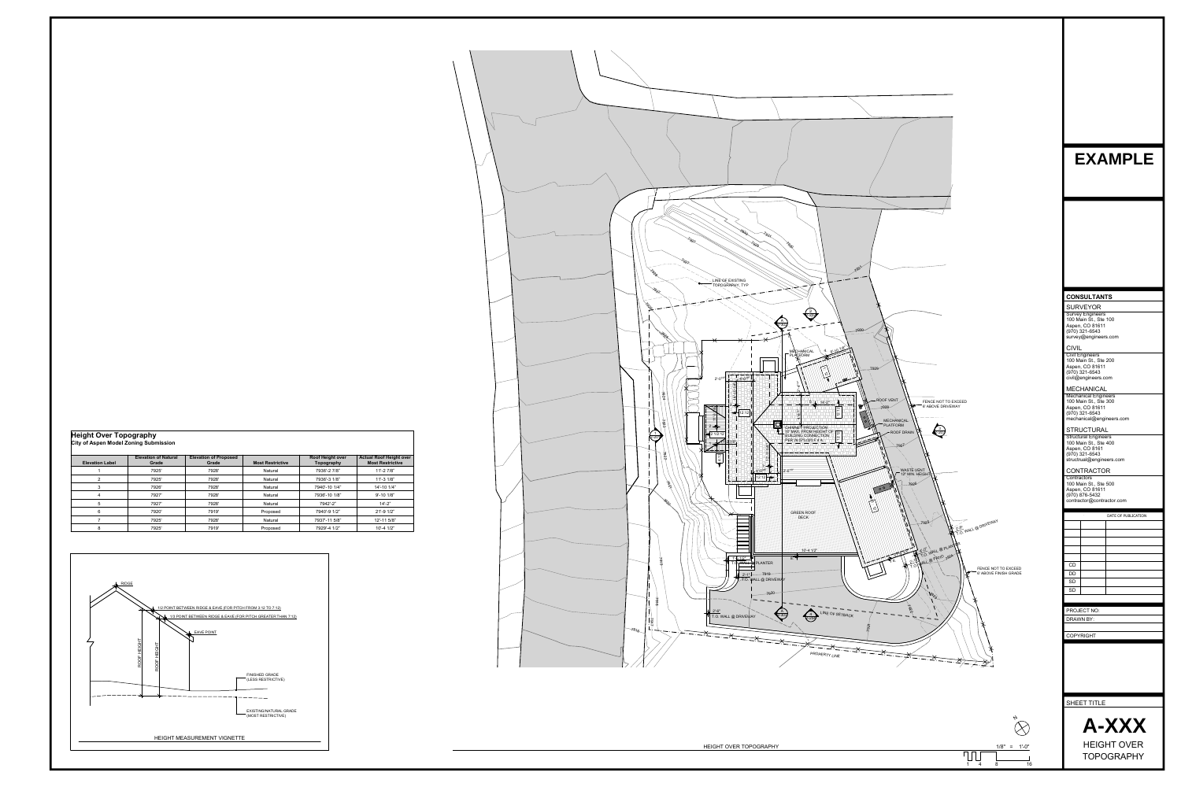## Height Over Topography

**City of Aspen Model Zoning Submission**

| Elevation Label | Elevation of Natural Grade | Elevation of Proposed Grade | Most Restrictive | Roof Height over Topography | Actual Roof Height over Most Restrictive |
|---|---|---|---|---|---|
| 1 | 7925' | 7928' | Natural | 7936'-2 7/8" | 11'-2 7/8" |
| 2 | 7925' | 7928' | Natural | 7936'-3 1/8" | 11'-3 1/8" |
| 3 | 7926' | 7928' | Natural | 7940'-10 1/4" | 14'-10 1/4" |
| 4 | 7927' | 7928' | Natural | 7936'-10 1/8" | 9'-10 1/8" |
| 5 | 7927' | 7928' | Natural | 7942'-2" | 14'-2" |
| 6 | 7920' | 7919' | Proposed | 7940'-9 1/2" | 21'-9 1/2" |
| 7 | 7925' | 7928' | Natural | 7937'-11 5/8" | 12'-11 5/8" |
| 8 | 7925' | 7919' | Proposed | 7929'-4 1/2" | 10'-4 1/2" |

RIDGE
1/2 POINT BETWEEN RIDGE & EAVE (FOR PITCH FROM 3:12 TO 7:12)
1/3 POINT BETWEEN RIDGE & EAVE (FOR PITCH GREATER THAN 7:12)
EAVE POINT
ROOF HEIGHT
ROOF HEIGHT
FINISHED GRADE (LESS RESTRICTIVE)
EXISTING/NATURAL GRADE (MOST RESTRICTIVE)

HEIGHT MEASUREMENT VIGNETTE

LINE OF EXISTING TOPOGRAPHY, TYP
MECHANICAL PLATFORM
ROOF VENT
FENCE NOT TO EXCEED 6' ABOVE DRIVEWAY
MECHANICAL PLATFORM
ROOF DRAIN
CHIMNEY PROJECTION 10' MAX. FROM HEIGHT OF BUILDING CONNECTION PER 26.575.020.F.4.
WASTE VENT 10' MIN. HEIGHT
GREEN ROOF DECK
PLANTER
T.O. WALL @ DRIVEWAY
T.O. WALL @ DRIVEWAY
T.O. WALL @ PLANTER
T.O. WALL @ PROP
FENCE NOT TO EXCEED 6' ABOVE FINISH GRADE
LINE OF SETBACK
PROPERTY LINE

HEIGHT OVER TOPOGRAPHY

1/8" = 1'-0"

1 4 8 16

# EXAMPLE

**CONSULTANTS**

SURVEYOR
Survey Engineers
100 Main St., Ste 100
Aspen, CO 81611
(970) 321-6543
survey@engineers.com

CIVIL
Civil Engineers
100 Main St., Ste 200
Aspen, CO 81611
(970) 321-6543
civil@engineers.com

MECHANICAL
Mechanical Engineers
100 Main St., Ste 300
Aspen, CO 81611
(970) 321-6543
mechanical@engineers.com

STRUCTURAL
Structural Engineers
100 Main St., Ste 400
Aspen, CO 8161
(970) 321-6543
structrual@engineers.com

CONTRACTOR
Contractors
100 Main St., Ste 500
Aspen, CO 81611
(970) 876-5432
contractor@contractor.com

| | | DATE OF PUBLICATION |
|---|---|---|
| | | |
| | | |
| | | |
| | | |
| | | |
| CD | | |
| DD | | |
| SD | | |
| SD | | |

PROJECT NO:
DRAWN BY:
COPYRIGHT

SHEET TITLE

# A-XXX

HEIGHT OVER TOPOGRAPHY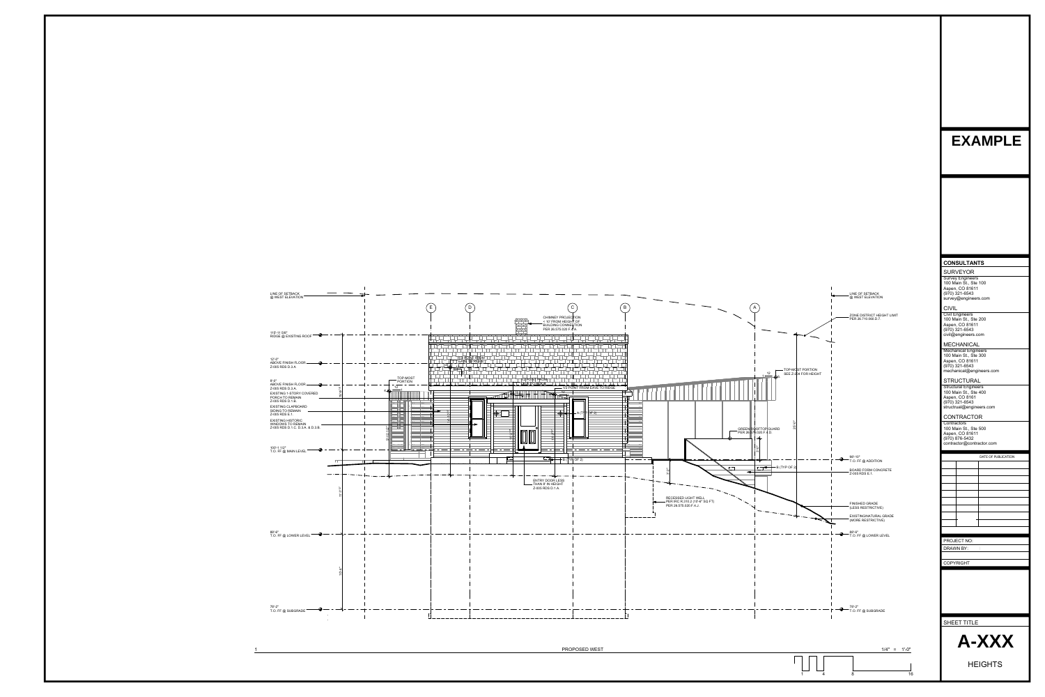LINE OF SETBACK @ WEST ELEVATION

11'-11 5/8" RIDGE @ EXISTING ROOF

12'-0" ABOVE FINISH FLOOR Z-005 RDS D.3.A.

9'-0" ABOVE FINISH FLOOR Z-005 RDS D.3.A.

EXISTING 1-STORY COVERED PORCH TO REMAIN Z-005 RDS D.1.B.

EXISTING CLAPBOARD SIDING TO REMAIN Z-005 RDS E.1.

EXISTING HISTORIC WINDOWS TO REMAIN Z-005 RDS D.1.C., D.3.A. & D.3.B.

100'-1 1/2" T.O. FF @ MAIN LEVEL

89'-6" T.O. FF @ LOWER LEVEL

79'-2" T.O. FF @ SUBGRADE

TOP-MOST PORTION

CHIMNEY PROJECTION < 10' FROM HEIGHT OF BUILDING CONNECTION PER 26.575.020.F.4.A.

1/2 POINT FROM EAVE TO RIDGE

A (TYP OF 2)

B (TYP OF 2)

ENTRY DOOR LESS THAN 8' IN HEIGHT Z-005 RDS D.1.A.

RECESSED LIGHT WELL PER IRC R.310.2 (10'-6" SQ FT) PER 26.575.020.F.4.J.

GREEN ROOFTOP GUARD PER 26.575.020.F.4.D.

TOP-MOST PORTION SEE Z-204 FOR HEIGHT

LINE OF SETBACK @ WEST ELEVATION

ZONE DISTRICT HEIGHT LIMIT PER 26.710.090.D.7

98'-10" T.O. FF @ ADDITION

B (TYP OF 2)

BOARD FORM CONCRETE Z-005 RDS E.1.

FINISHED GRADE (LESS RESTRICTIVE)

EXISTING/NATURAL GRADE (MORE RESTRICTIVE)

89'-6" T.O. FF @ LOWER LEVEL

79'-2" T.O. FF @ SUBGRADE

E D C B A

1 PROPOSED WEST 1/4" = 1'-0"

1 4 8 16

# EXAMPLE

**CONSULTANTS**

SURVEYOR
Survey Engineers
100 Main St., Ste 100
Aspen, CO 81611
(970) 321-6543
survey@engineers.com

CIVIL
Civil Engineers
100 Main St., Ste 200
Aspen, CO 81611
(970) 321-6543
civil@engineers.com

MECHANICAL
Mechanical Engineers
100 Main St., Ste 300
Aspen, CO 81611
(970) 321-6543
mechanical@engineers.com

STRUCTURAL
Structural Engineers
100 Main St., Ste 400
Aspen, CO 8161
(970) 321-6543
structrual@engineers.com

CONTRACTOR
Contractors
100 Main St., Ste 500
Aspen, CO 81611
(970) 876-5432
contractor@contractor.com

DATE OF PUBLICATION

PROJECT NO:

DRAWN BY:

COPYRIGHT

SHEET TITLE

# A-XXX

HEIGHTS